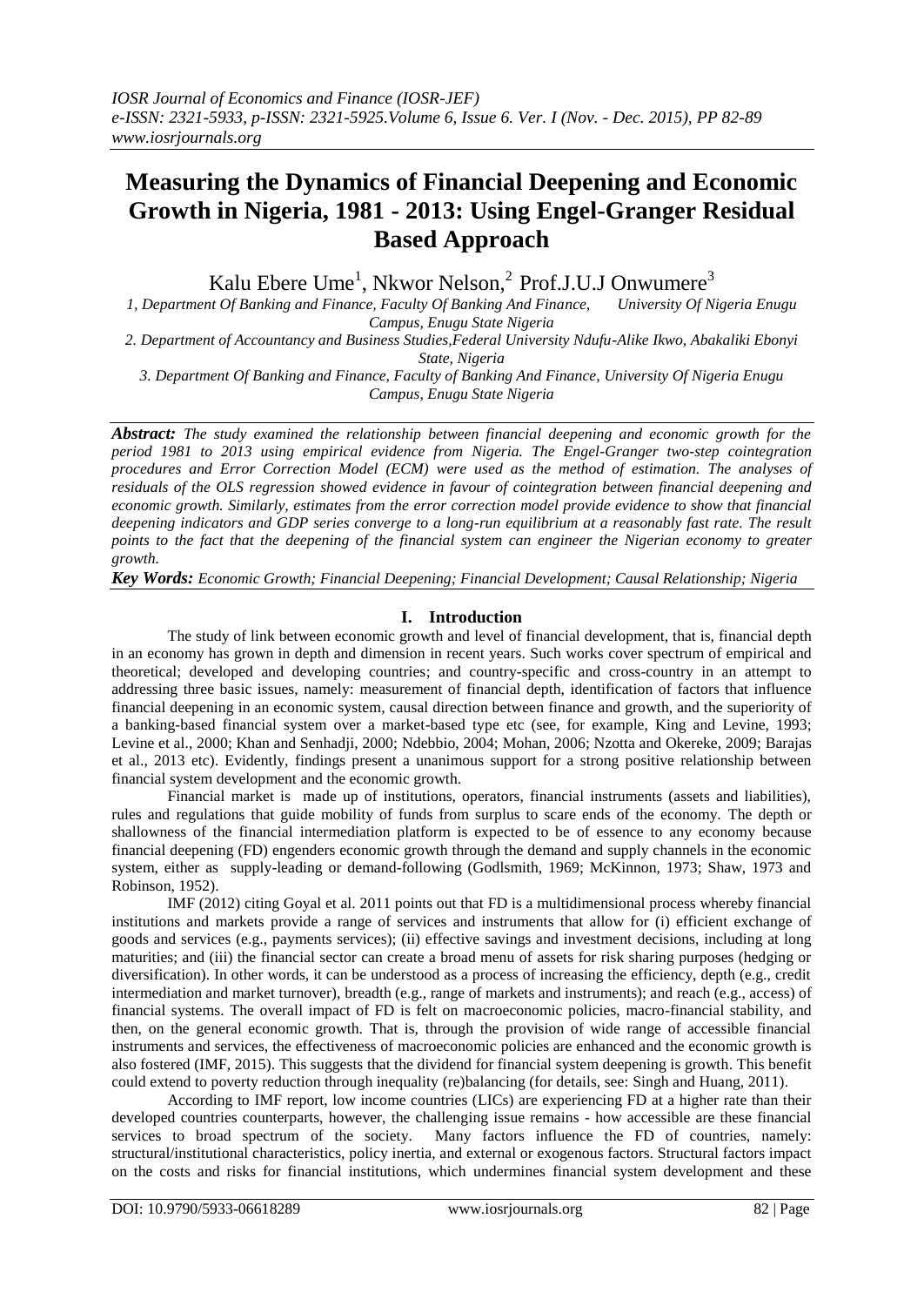# Measuring the Dynamics of Financial Deepening and Economic Growth in Nigeria, 1981 - 2013: Using Engel-Granger Residual Based Approach

Kalu Ebere Ume[1], Nkwor Nelson,[2] Prof.J.U.J Onwumere[3]

*1, Department Of Banking and Finance, Faculty Of Banking And Finance, University Of Nigeria Enugu Campus, Enugu State Nigeria*

*2. Department of Accountancy and Business Studies,Federal University Ndufu-Alike Ikwo, Abakaliki Ebonyi State, Nigeria*

*3. Department Of Banking and Finance, Faculty of Banking And Finance, University Of Nigeria Enugu Campus, Enugu State Nigeria*

***Abstract:*** *The study examined the relationship between financial deepening and economic growth for the period 1981 to 2013 using empirical evidence from Nigeria. The Engel-Granger two-step cointegration procedures and Error Correction Model (ECM) were used as the method of estimation. The analyses of residuals of the OLS regression showed evidence in favour of cointegration between financial deepening and economic growth. Similarly, estimates from the error correction model provide evidence to show that financial deepening indicators and GDP series converge to a long-run equilibrium at a reasonably fast rate. The result points to the fact that the deepening of the financial system can engineer the Nigerian economy to greater growth.*

***Key Words:*** *Economic Growth; Financial Deepening; Financial Development; Causal Relationship; Nigeria*

## I. Introduction

The study of link between economic growth and level of financial development, that is, financial depth in an economy has grown in depth and dimension in recent years. Such works cover spectrum of empirical and theoretical; developed and developing countries; and country-specific and cross-country in an attempt to addressing three basic issues, namely: measurement of financial depth, identification of factors that influence financial deepening in an economic system, causal direction between finance and growth, and the superiority of a banking-based financial system over a market-based type etc (see, for example, King and Levine, 1993; Levine et al., 2000; Khan and Senhadji, 2000; Ndebbio, 2004; Mohan, 2006; Nzotta and Okereke, 2009; Barajas et al., 2013 etc). Evidently, findings present a unanimous support for a strong positive relationship between financial system development and the economic growth.

Financial market is made up of institutions, operators, financial instruments (assets and liabilities), rules and regulations that guide mobility of funds from surplus to scare ends of the economy. The depth or shallowness of the financial intermediation platform is expected to be of essence to any economy because financial deepening (FD) engenders economic growth through the demand and supply channels in the economic system, either as supply-leading or demand-following (Godlsmith, 1969; McKinnon, 1973; Shaw, 1973 and Robinson, 1952).

IMF (2012) citing Goyal et al. 2011 points out that FD is a multidimensional process whereby financial institutions and markets provide a range of services and instruments that allow for (i) efficient exchange of goods and services (e.g., payments services); (ii) effective savings and investment decisions, including at long maturities; and (iii) the financial sector can create a broad menu of assets for risk sharing purposes (hedging or diversification). In other words, it can be understood as a process of increasing the efficiency, depth (e.g., credit intermediation and market turnover), breadth (e.g., range of markets and instruments); and reach (e.g., access) of financial systems. The overall impact of FD is felt on macroeconomic policies, macro-financial stability, and then, on the general economic growth. That is, through the provision of wide range of accessible financial instruments and services, the effectiveness of macroeconomic policies are enhanced and the economic growth is also fostered (IMF, 2015). This suggests that the dividend for financial system deepening is growth. This benefit could extend to poverty reduction through inequality (re)balancing (for details, see: Singh and Huang, 2011).

According to IMF report, low income countries (LICs) are experiencing FD at a higher rate than their developed countries counterparts, however, the challenging issue remains - how accessible are these financial services to broad spectrum of the society. Many factors influence the FD of countries, namely: structural/institutional characteristics, policy inertia, and external or exogenous factors. Structural factors impact on the costs and risks for financial institutions, which undermines financial system development and these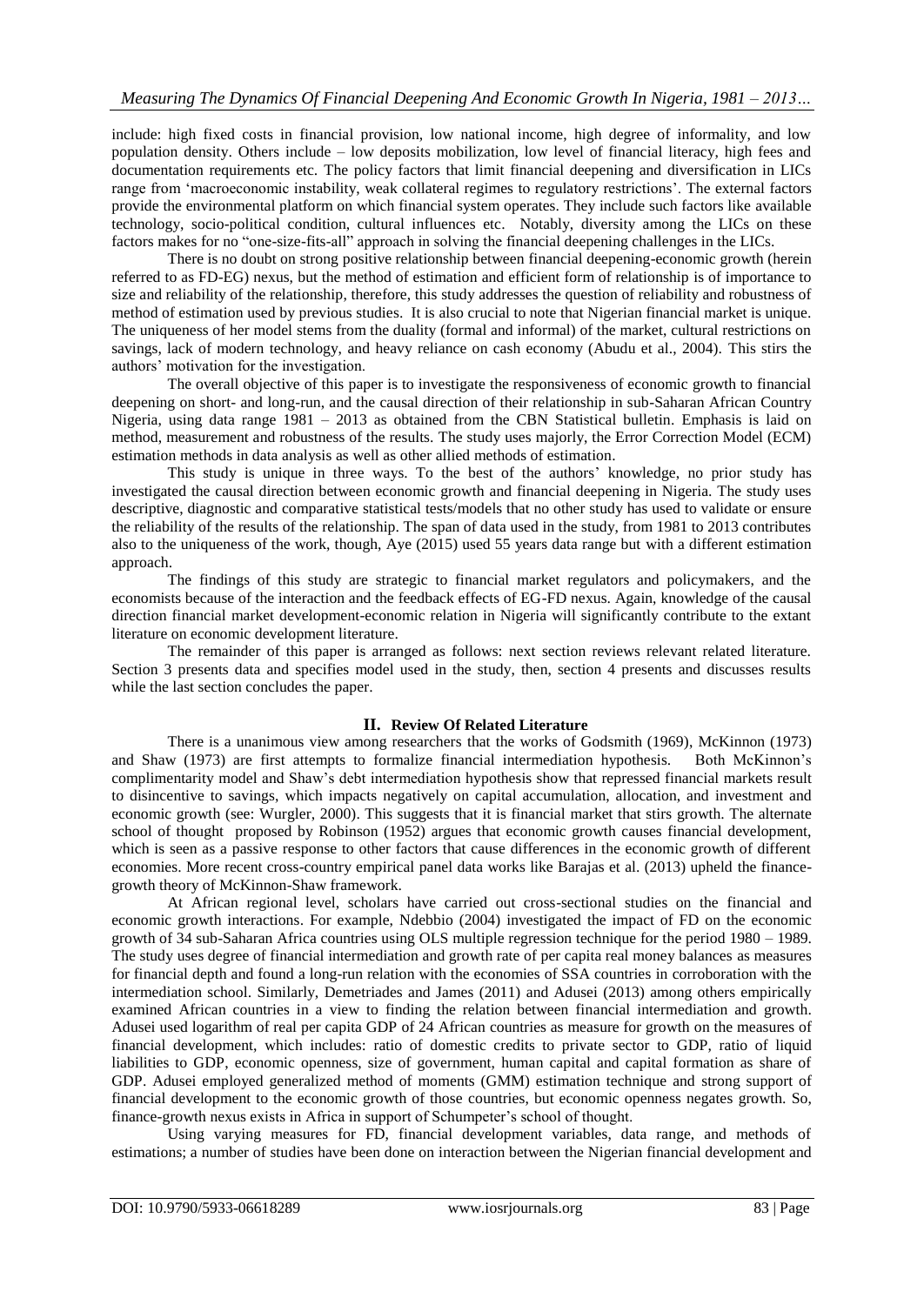include: high fixed costs in financial provision, low national income, high degree of informality, and low population density. Others include – low deposits mobilization, low level of financial literacy, high fees and documentation requirements etc. The policy factors that limit financial deepening and diversification in LICs range from 'macroeconomic instability, weak collateral regimes to regulatory restrictions'. The external factors provide the environmental platform on which financial system operates. They include such factors like available technology, socio-political condition, cultural influences etc. Notably, diversity among the LICs on these factors makes for no "one-size-fits-all" approach in solving the financial deepening challenges in the LICs.

There is no doubt on strong positive relationship between financial deepening-economic growth (herein referred to as FD-EG) nexus, but the method of estimation and efficient form of relationship is of importance to size and reliability of the relationship, therefore, this study addresses the question of reliability and robustness of method of estimation used by previous studies. It is also crucial to note that Nigerian financial market is unique. The uniqueness of her model stems from the duality (formal and informal) of the market, cultural restrictions on savings, lack of modern technology, and heavy reliance on cash economy (Abudu et al., 2004). This stirs the authors' motivation for the investigation.

The overall objective of this paper is to investigate the responsiveness of economic growth to financial deepening on short- and long-run, and the causal direction of their relationship in sub-Saharan African Country Nigeria, using data range 1981 – 2013 as obtained from the CBN Statistical bulletin. Emphasis is laid on method, measurement and robustness of the results. The study uses majorly, the Error Correction Model (ECM) estimation methods in data analysis as well as other allied methods of estimation.

This study is unique in three ways. To the best of the authors' knowledge, no prior study has investigated the causal direction between economic growth and financial deepening in Nigeria. The study uses descriptive, diagnostic and comparative statistical tests/models that no other study has used to validate or ensure the reliability of the results of the relationship. The span of data used in the study, from 1981 to 2013 contributes also to the uniqueness of the work, though, Aye (2015) used 55 years data range but with a different estimation approach.

The findings of this study are strategic to financial market regulators and policymakers, and the economists because of the interaction and the feedback effects of EG-FD nexus. Again, knowledge of the causal direction financial market development-economic relation in Nigeria will significantly contribute to the extant literature on economic development literature.

The remainder of this paper is arranged as follows: next section reviews relevant related literature. Section 3 presents data and specifies model used in the study, then, section 4 presents and discusses results while the last section concludes the paper.

## II. Review Of Related Literature

There is a unanimous view among researchers that the works of Godsmith (1969), McKinnon (1973) and Shaw (1973) are first attempts to formalize financial intermediation hypothesis. Both McKinnon's complimentarity model and Shaw's debt intermediation hypothesis show that repressed financial markets result to disincentive to savings, which impacts negatively on capital accumulation, allocation, and investment and economic growth (see: Wurgler, 2000). This suggests that it is financial market that stirs growth. The alternate school of thought proposed by Robinson (1952) argues that economic growth causes financial development, which is seen as a passive response to other factors that cause differences in the economic growth of different economies. More recent cross-country empirical panel data works like Barajas et al. (2013) upheld the finance-growth theory of McKinnon-Shaw framework.

At African regional level, scholars have carried out cross-sectional studies on the financial and economic growth interactions. For example, Ndebbio (2004) investigated the impact of FD on the economic growth of 34 sub-Saharan Africa countries using OLS multiple regression technique for the period 1980 – 1989. The study uses degree of financial intermediation and growth rate of per capita real money balances as measures for financial depth and found a long-run relation with the economies of SSA countries in corroboration with the intermediation school. Similarly, Demetriades and James (2011) and Adusei (2013) among others empirically examined African countries in a view to finding the relation between financial intermediation and growth. Adusei used logarithm of real per capita GDP of 24 African countries as measure for growth on the measures of financial development, which includes: ratio of domestic credits to private sector to GDP, ratio of liquid liabilities to GDP, economic openness, size of government, human capital and capital formation as share of GDP. Adusei employed generalized method of moments (GMM) estimation technique and strong support of financial development to the economic growth of those countries, but economic openness negates growth. So, finance-growth nexus exists in Africa in support of Schumpeter's school of thought.

Using varying measures for FD, financial development variables, data range, and methods of estimations; a number of studies have been done on interaction between the Nigerian financial development and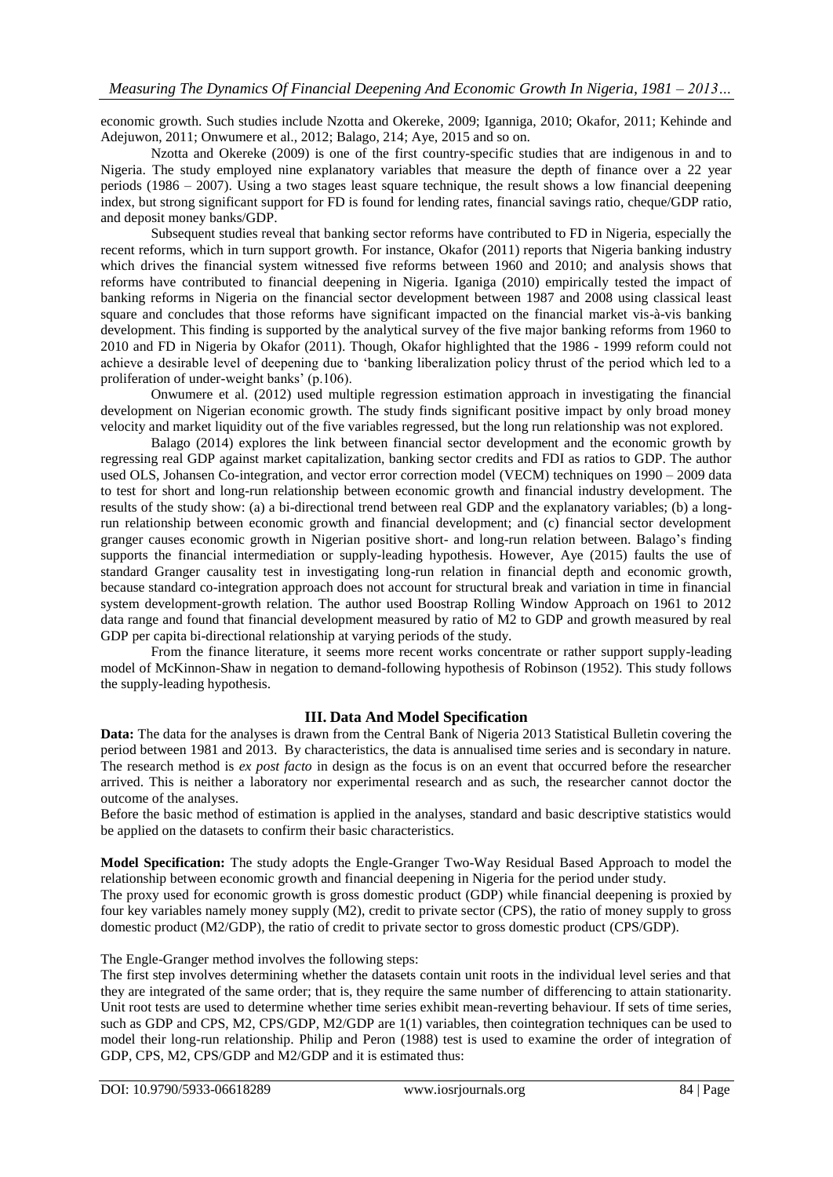economic growth. Such studies include Nzotta and Okereke, 2009; Iganniga, 2010; Okafor, 2011; Kehinde and Adejuwon, 2011; Onwumere et al., 2012; Balago, 214; Aye, 2015 and so on.

Nzotta and Okereke (2009) is one of the first country-specific studies that are indigenous in and to Nigeria. The study employed nine explanatory variables that measure the depth of finance over a 22 year periods (1986 – 2007). Using a two stages least square technique, the result shows a low financial deepening index, but strong significant support for FD is found for lending rates, financial savings ratio, cheque/GDP ratio, and deposit money banks/GDP.

Subsequent studies reveal that banking sector reforms have contributed to FD in Nigeria, especially the recent reforms, which in turn support growth. For instance, Okafor (2011) reports that Nigeria banking industry which drives the financial system witnessed five reforms between 1960 and 2010; and analysis shows that reforms have contributed to financial deepening in Nigeria. Iganiga (2010) empirically tested the impact of banking reforms in Nigeria on the financial sector development between 1987 and 2008 using classical least square and concludes that those reforms have significant impacted on the financial market vis-à-vis banking development. This finding is supported by the analytical survey of the five major banking reforms from 1960 to 2010 and FD in Nigeria by Okafor (2011). Though, Okafor highlighted that the 1986 - 1999 reform could not achieve a desirable level of deepening due to 'banking liberalization policy thrust of the period which led to a proliferation of under-weight banks' (p.106).

Onwumere et al. (2012) used multiple regression estimation approach in investigating the financial development on Nigerian economic growth. The study finds significant positive impact by only broad money velocity and market liquidity out of the five variables regressed, but the long run relationship was not explored.

Balago (2014) explores the link between financial sector development and the economic growth by regressing real GDP against market capitalization, banking sector credits and FDI as ratios to GDP. The author used OLS, Johansen Co-integration, and vector error correction model (VECM) techniques on 1990 – 2009 data to test for short and long-run relationship between economic growth and financial industry development. The results of the study show: (a) a bi-directional trend between real GDP and the explanatory variables; (b) a long-run relationship between economic growth and financial development; and (c) financial sector development granger causes economic growth in Nigerian positive short- and long-run relation between. Balago's finding supports the financial intermediation or supply-leading hypothesis. However, Aye (2015) faults the use of standard Granger causality test in investigating long-run relation in financial depth and economic growth, because standard co-integration approach does not account for structural break and variation in time in financial system development-growth relation. The author used Boostrap Rolling Window Approach on 1961 to 2012 data range and found that financial development measured by ratio of M2 to GDP and growth measured by real GDP per capita bi-directional relationship at varying periods of the study.

From the finance literature, it seems more recent works concentrate or rather support supply-leading model of McKinnon-Shaw in negation to demand-following hypothesis of Robinson (1952). This study follows the supply-leading hypothesis.

## III. Data And Model Specification

**Data:** The data for the analyses is drawn from the Central Bank of Nigeria 2013 Statistical Bulletin covering the period between 1981 and 2013. By characteristics, the data is annualised time series and is secondary in nature. The research method is *ex post facto* in design as the focus is on an event that occurred before the researcher arrived. This is neither a laboratory nor experimental research and as such, the researcher cannot doctor the outcome of the analyses.

Before the basic method of estimation is applied in the analyses, standard and basic descriptive statistics would be applied on the datasets to confirm their basic characteristics.

**Model Specification:** The study adopts the Engle-Granger Two-Way Residual Based Approach to model the relationship between economic growth and financial deepening in Nigeria for the period under study.

The proxy used for economic growth is gross domestic product (GDP) while financial deepening is proxied by four key variables namely money supply (M2), credit to private sector (CPS), the ratio of money supply to gross domestic product (M2/GDP), the ratio of credit to private sector to gross domestic product (CPS/GDP).

The Engle-Granger method involves the following steps:

The first step involves determining whether the datasets contain unit roots in the individual level series and that they are integrated of the same order; that is, they require the same number of differencing to attain stationarity. Unit root tests are used to determine whether time series exhibit mean-reverting behaviour. If sets of time series, such as GDP and CPS, M2, CPS/GDP, M2/GDP are 1(1) variables, then cointegration techniques can be used to model their long-run relationship. Philip and Peron (1988) test is used to examine the order of integration of GDP, CPS, M2, CPS/GDP and M2/GDP and it is estimated thus: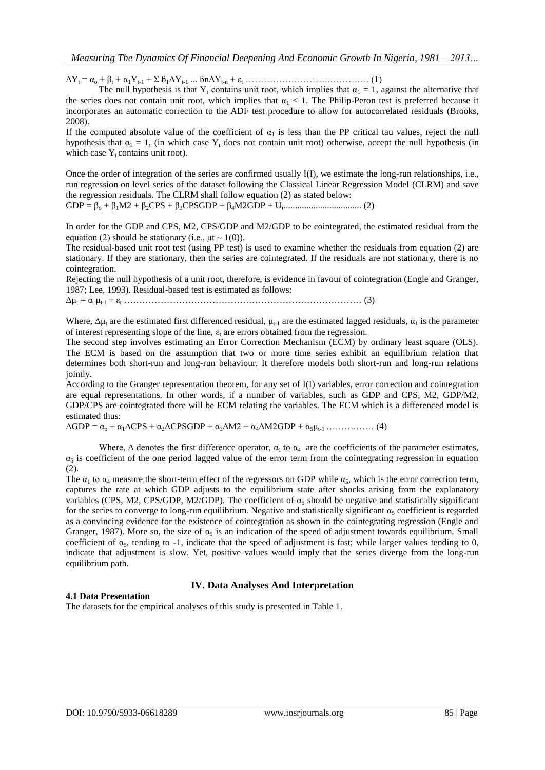$$\Delta Y_t = \alpha_o + \beta_t + \alpha_1 Y_{t-1} + \Sigma \, \beta_1 \Delta Y_{t-1} \ldots \beta n \Delta Y_{t-n} + \varepsilon_t \ldots\ldots\ldots\ldots\ldots\ldots\ldots\ldots\ldots\ldots\ldots\ldots (1)$$

The null hypothesis is that $Y_t$ contains unit root, which implies that $\alpha_1 = 1$, against the alternative that the series does not contain unit root, which implies that $\alpha_1 < 1$. The Philip-Peron test is preferred because it incorporates an automatic correction to the ADF test procedure to allow for autocorrelated residuals (Brooks, 2008).

If the computed absolute value of the coefficient of $\alpha_1$ is less than the PP critical tau values, reject the null hypothesis that $\alpha_1 = 1$, (in which case $Y_t$ does not contain unit root) otherwise, accept the null hypothesis (in which case $Y_t$ contains unit root).

Once the order of integration of the series are confirmed usually I(I), we estimate the long-run relationships, i.e., run regression on level series of the dataset following the Classical Linear Regression Model (CLRM) and save the regression residuals. The CLRM shall follow equation (2) as stated below:

$$GDP = \beta_o + \beta_1 M2 + \beta_2 CPS + \beta_3 CPSGDP + \beta_4 M2GDP + U_t \ldots\ldots\ldots\ldots\ldots\ldots\ldots\ldots (2)$$

In order for the GDP and CPS, M2, CPS/GDP and M2/GDP to be cointegrated, the estimated residual from the equation (2) should be stationary (i.e., $\mu t \sim 1(0)$).

The residual-based unit root test (using PP test) is used to examine whether the residuals from equation (2) are stationary. If they are stationary, then the series are cointegrated. If the residuals are not stationary, there is no cointegration.

Rejecting the null hypothesis of a unit root, therefore, is evidence in favour of cointegration (Engle and Granger, 1987; Lee, 1993). Residual-based test is estimated as follows:

$$\Delta \mu_t = \alpha_1 \mu_{t-1} + \varepsilon_t \ldots\ldots\ldots\ldots\ldots\ldots\ldots\ldots\ldots\ldots\ldots\ldots\ldots\ldots\ldots\ldots\ldots\ldots\ldots\ldots\ldots\ldots\ldots\ldots (3)$$

Where, $\Delta \mu_t$ are the estimated first differenced residual, $\mu_{t-1}$ are the estimated lagged residuals, $\alpha_1$ is the parameter of interest representing slope of the line, $\varepsilon_t$ are errors obtained from the regression.

The second step involves estimating an Error Correction Mechanism (ECM) by ordinary least square (OLS). The ECM is based on the assumption that two or more time series exhibit an equilibrium relation that determines both short-run and long-run behaviour. It therefore models both short-run and long-run relations jointly.

According to the Granger representation theorem, for any set of I(I) variables, error correction and cointegration are equal representations. In other words, if a number of variables, such as GDP and CPS, M2, GDP/M2, GDP/CPS are cointegrated there will be ECM relating the variables. The ECM which is a differenced model is estimated thus:

$$\Delta GDP = \alpha_o + \alpha_1 \Delta CPS + \alpha_2 \Delta CPSGDP + \alpha_3 \Delta M2 + \alpha_4 \Delta M2GDP + \alpha_5 \mu_{t-1} \ldots\ldots\ldots\ldots\ldots (4)$$

Where, $\Delta$ denotes the first difference operator, $\alpha_1$ to $\alpha_4$ are the coefficients of the parameter estimates, $\alpha_5$ is coefficient of the one period lagged value of the error term from the cointegrating regression in equation (2).

The $\alpha_1$ to $\alpha_4$ measure the short-term effect of the regressors on GDP while $\alpha_5$, which is the error correction term, captures the rate at which GDP adjusts to the equilibrium state after shocks arising from the explanatory variables (CPS, M2, CPS/GDP, M2/GDP). The coefficient of $\alpha_5$ should be negative and statistically significant for the series to converge to long-run equilibrium. Negative and statistically significant $\alpha_5$ coefficient is regarded as a convincing evidence for the existence of cointegration as shown in the cointegrating regression (Engle and Granger, 1987). More so, the size of $\alpha_5$ is an indication of the speed of adjustment towards equilibrium. Small coefficient of $\alpha_5$, tending to -1, indicate that the speed of adjustment is fast; while larger values tending to 0, indicate that adjustment is slow. Yet, positive values would imply that the series diverge from the long-run equilibrium path.

## IV. Data Analyses And Interpretation

### 4.1 Data Presentation

The datasets for the empirical analyses of this study is presented in Table 1.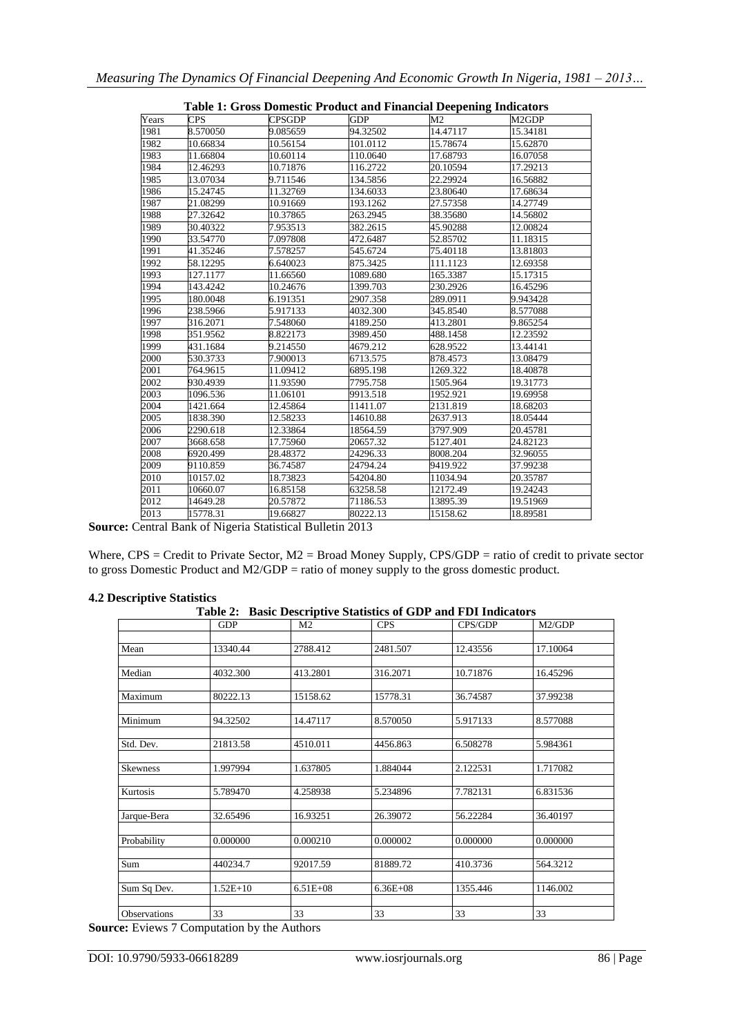**Table 1: Gross Domestic Product and Financial Deepening Indicators**

| Years | CPS | CPSGDP | GDP | M2 | M2GDP |
|---|---|---|---|---|---|
| 1981 | 8.570050 | 9.085659 | 94.32502 | 14.47117 | 15.34181 |
| 1982 | 10.66834 | 10.56154 | 101.0112 | 15.78674 | 15.62870 |
| 1983 | 11.66804 | 10.60114 | 110.0640 | 17.68793 | 16.07058 |
| 1984 | 12.46293 | 10.71876 | 116.2722 | 20.10594 | 17.29213 |
| 1985 | 13.07034 | 9.711546 | 134.5856 | 22.29924 | 16.56882 |
| 1986 | 15.24745 | 11.32769 | 134.6033 | 23.80640 | 17.68634 |
| 1987 | 21.08299 | 10.91669 | 193.1262 | 27.57358 | 14.27749 |
| 1988 | 27.32642 | 10.37865 | 263.2945 | 38.35680 | 14.56802 |
| 1989 | 30.40322 | 7.953513 | 382.2615 | 45.90288 | 12.00824 |
| 1990 | 33.54770 | 7.097808 | 472.6487 | 52.85702 | 11.18315 |
| 1991 | 41.35246 | 7.578257 | 545.6724 | 75.40118 | 13.81803 |
| 1992 | 58.12295 | 6.640023 | 875.3425 | 111.1123 | 12.69358 |
| 1993 | 127.1177 | 11.66560 | 1089.680 | 165.3387 | 15.17315 |
| 1994 | 143.4242 | 10.24676 | 1399.703 | 230.2926 | 16.45296 |
| 1995 | 180.0048 | 6.191351 | 2907.358 | 289.0911 | 9.943428 |
| 1996 | 238.5966 | 5.917133 | 4032.300 | 345.8540 | 8.577088 |
| 1997 | 316.2071 | 7.548060 | 4189.250 | 413.2801 | 9.865254 |
| 1998 | 351.9562 | 8.822173 | 3989.450 | 488.1458 | 12.23592 |
| 1999 | 431.1684 | 9.214550 | 4679.212 | 628.9522 | 13.44141 |
| 2000 | 530.3733 | 7.900013 | 6713.575 | 878.4573 | 13.08479 |
| 2001 | 764.9615 | 11.09412 | 6895.198 | 1269.322 | 18.40878 |
| 2002 | 930.4939 | 11.93590 | 7795.758 | 1505.964 | 19.31773 |
| 2003 | 1096.536 | 11.06101 | 9913.518 | 1952.921 | 19.69958 |
| 2004 | 1421.664 | 12.45864 | 11411.07 | 2131.819 | 18.68203 |
| 2005 | 1838.390 | 12.58233 | 14610.88 | 2637.913 | 18.05444 |
| 2006 | 2290.618 | 12.33864 | 18564.59 | 3797.909 | 20.45781 |
| 2007 | 3668.658 | 17.75960 | 20657.32 | 5127.401 | 24.82123 |
| 2008 | 6920.499 | 28.48372 | 24296.33 | 8008.204 | 32.96055 |
| 2009 | 9110.859 | 36.74587 | 24794.24 | 9419.922 | 37.99238 |
| 2010 | 10157.02 | 18.73823 | 54204.80 | 11034.94 | 20.35787 |
| 2011 | 10660.07 | 16.85158 | 63258.58 | 12172.49 | 19.24243 |
| 2012 | 14649.28 | 20.57872 | 71186.53 | 13895.39 | 19.51969 |
| 2013 | 15778.31 | 19.66827 | 80222.13 | 15158.62 | 18.89581 |

**Source:** Central Bank of Nigeria Statistical Bulletin 2013

Where, CPS = Credit to Private Sector, M2 = Broad Money Supply, CPS/GDP = ratio of credit to private sector to gross Domestic Product and M2/GDP = ratio of money supply to the gross domestic product.

### 4.2 Descriptive Statistics

**Table 2: Basic Descriptive Statistics of GDP and FDI Indicators**

| | GDP | M2 | CPS | CPS/GDP | M2/GDP |
|---|---|---|---|---|---|
| Mean | 13340.44 | 2788.412 | 2481.507 | 12.43556 | 17.10064 |
| Median | 4032.300 | 413.2801 | 316.2071 | 10.71876 | 16.45296 |
| Maximum | 80222.13 | 15158.62 | 15778.31 | 36.74587 | 37.99238 |
| Minimum | 94.32502 | 14.47117 | 8.570050 | 5.917133 | 8.577088 |
| Std. Dev. | 21813.58 | 4510.011 | 4456.863 | 6.508278 | 5.984361 |
| Skewness | 1.997994 | 1.637805 | 1.884044 | 2.122531 | 1.717082 |
| Kurtosis | 5.789470 | 4.258938 | 5.234896 | 7.782131 | 6.831536 |
| Jarque-Bera | 32.65496 | 16.93251 | 26.39072 | 56.22284 | 36.40197 |
| Probability | 0.000000 | 0.000210 | 0.000002 | 0.000000 | 0.000000 |
| Sum | 440234.7 | 92017.59 | 81889.72 | 410.3736 | 564.3212 |
| Sum Sq Dev. | 1.52E+10 | 6.51E+08 | 6.36E+08 | 1355.446 | 1146.002 |
| Observations | 33 | 33 | 33 | 33 | 33 |

**Source:** Eviews 7 Computation by the Authors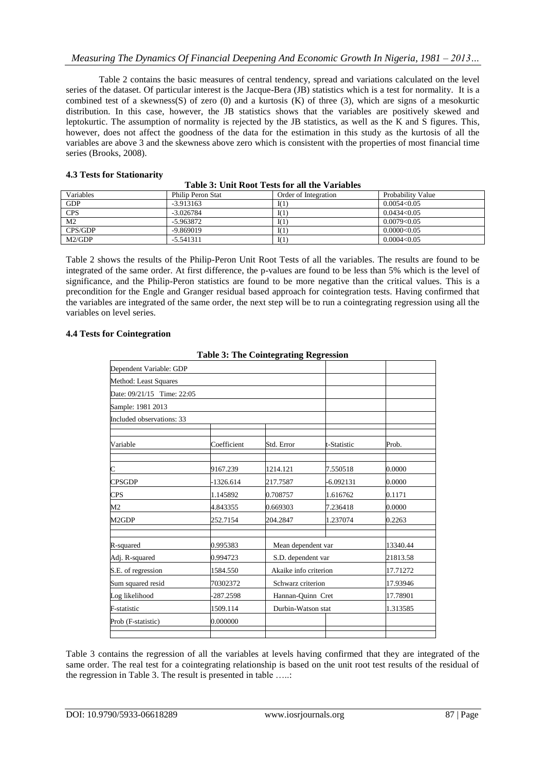Table 2 contains the basic measures of central tendency, spread and variations calculated on the level series of the dataset. Of particular interest is the Jacque-Bera (JB) statistics which is a test for normality. It is a combined test of a skewness(S) of zero (0) and a kurtosis (K) of three (3), which are signs of a mesokurtic distribution. In this case, however, the JB statistics shows that the variables are positively skewed and leptokurtic. The assumption of normality is rejected by the JB statistics, as well as the K and S figures. This, however, does not affect the goodness of the data for the estimation in this study as the kurtosis of all the variables are above 3 and the skewness above zero which is consistent with the properties of most financial time series (Brooks, 2008).

### 4.3 Tests for Stationarity

**Table 3: Unit Root Tests for all the Variables**

| Variables | Philip Peron Stat | Order of Integration | Probability Value |
|---|---|---|---|
| GDP | -3.913163 | I(1) | 0.0054<0.05 |
| CPS | -3.026784 | I(1) | 0.0434<0.05 |
| M2 | -5.963872 | I(1) | 0.0079<0.05 |
| CPS/GDP | -9.869019 | I(1) | 0.0000<0.05 |
| M2/GDP | -5.541311 | I(1) | 0.0004<0.05 |

Table 2 shows the results of the Philip-Peron Unit Root Tests of all the variables. The results are found to be integrated of the same order. At first difference, the p-values are found to be less than 5% which is the level of significance, and the Philip-Peron statistics are found to be more negative than the critical values. This is a precondition for the Engle and Granger residual based approach for cointegration tests. Having confirmed that the variables are integrated of the same order, the next step will be to run a cointegrating regression using all the variables on level series.

### 4.4 Tests for Cointegration

**Table 3: The Cointegrating Regression**

| Dependent Variable: GDP | | | | |
|---|---|---|---|---|
| Method: Least Squares | | | | |
| Date: 09/21/15 Time: 22:05 | | | | |
| Sample: 1981 2013 | | | | |
| Included observations: 33 | | | | |
| Variable | Coefficient | Std. Error | t-Statistic | Prob. |
| C | 9167.239 | 1214.121 | 7.550518 | 0.0000 |
| CPSGDP | -1326.614 | 217.7587 | -6.092131 | 0.0000 |
| CPS | 1.145892 | 0.708757 | 1.616762 | 0.1171 |
| M2 | 4.843355 | 0.669303 | 7.236418 | 0.0000 |
| M2GDP | 252.7154 | 204.2847 | 1.237074 | 0.2263 |
| R-squared | 0.995383 | Mean dependent var | | 13340.44 |
| Adj. R-squared | 0.994723 | S.D. dependent var | | 21813.58 |
| S.E. of regression | 1584.550 | Akaike info criterion | | 17.71272 |
| Sum squared resid | 70302372 | Schwarz criterion | | 17.93946 |
| Log likelihood | -287.2598 | Hannan-Quinn Cret | | 17.78901 |
| F-statistic | 1509.114 | Durbin-Watson stat | | 1.313585 |
| Prob (F-statistic) | 0.000000 | | | |

Table 3 contains the regression of all the variables at levels having confirmed that they are integrated of the same order. The real test for a cointegrating relationship is based on the unit root test results of the residual of the regression in Table 3. The result is presented in table …..: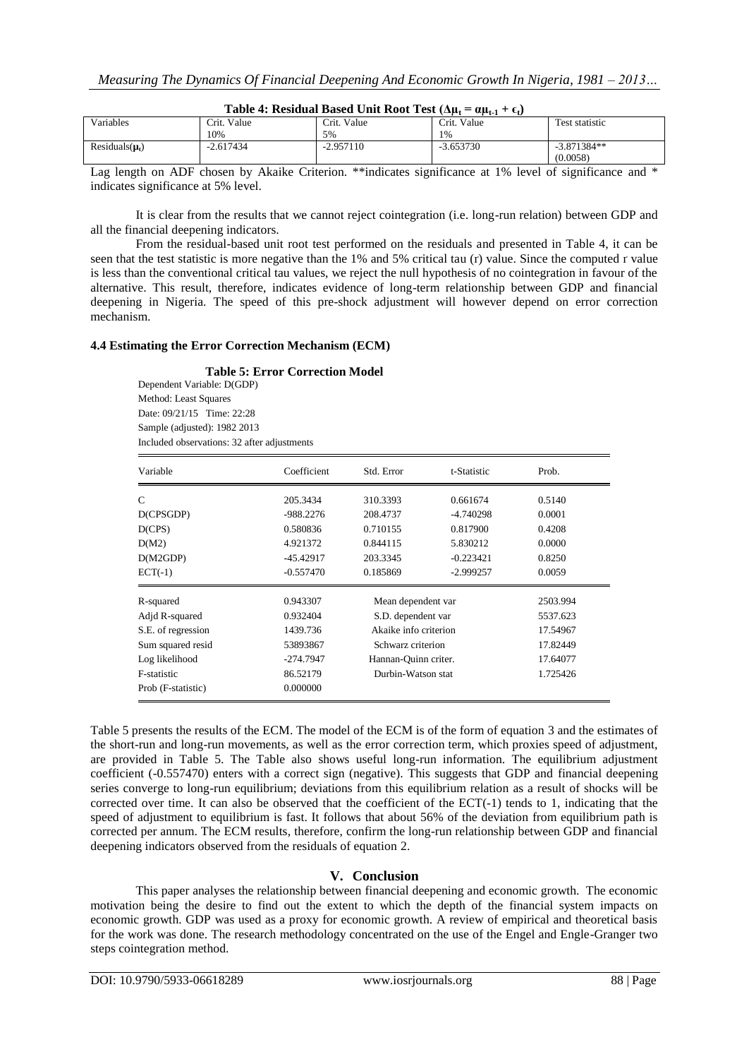**Table 4: Residual Based Unit Root Test ($\Delta\mu_t = \alpha\mu_{t-1} + \epsilon_t$)**

| Variables | Crit. Value 10% | Crit. Value 5% | Crit. Value 1% | Test statistic |
|---|---|---|---|---|
| Residuals($\mu_t$) | -2.617434 | -2.957110 | -3.653730 | -3.871384** (0.0058) |

Lag length on ADF chosen by Akaike Criterion. **indicates significance at 1% level of significance and * indicates significance at 5% level.

It is clear from the results that we cannot reject cointegration (i.e. long-run relation) between GDP and all the financial deepening indicators.

From the residual-based unit root test performed on the residuals and presented in Table 4, it can be seen that the test statistic is more negative than the 1% and 5% critical tau (r) value. Since the computed r value is less than the conventional critical tau values, we reject the null hypothesis of no cointegration in favour of the alternative. This result, therefore, indicates evidence of long-term relationship between GDP and financial deepening in Nigeria. The speed of this pre-shock adjustment will however depend on error correction mechanism.

### 4.4 Estimating the Error Correction Mechanism (ECM)

**Table 5: Error Correction Model**

Dependent Variable: D(GDP)
Method: Least Squares
Date: 09/21/15 Time: 22:28
Sample (adjusted): 1982 2013
Included observations: 32 after adjustments

| Variable | Coefficient | Std. Error | t-Statistic | Prob. |
|---|---|---|---|---|
| C | 205.3434 | 310.3393 | 0.661674 | 0.5140 |
| D(CPSGDP) | -988.2276 | 208.4737 | -4.740298 | 0.0001 |
| D(CPS) | 0.580836 | 0.710155 | 0.817900 | 0.4208 |
| D(M2) | 4.921372 | 0.844115 | 5.830212 | 0.0000 |
| D(M2GDP) | -45.42917 | 203.3345 | -0.223421 | 0.8250 |
| ECT(-1) | -0.557470 | 0.185869 | -2.999257 | 0.0059 |

| | | | |
|---|---|---|---|
| R-squared | 0.943307 | Mean dependent var | 2503.994 |
| Adjd R-squared | 0.932404 | S.D. dependent var | 5537.623 |
| S.E. of regression | 1439.736 | Akaike info criterion | 17.54967 |
| Sum squared resid | 53893867 | Schwarz criterion | 17.82449 |
| Log likelihood | -274.7947 | Hannan-Quinn criter. | 17.64077 |
| F-statistic | 86.52179 | Durbin-Watson stat | 1.725426 |
| Prob (F-statistic) | 0.000000 | | |

Table 5 presents the results of the ECM. The model of the ECM is of the form of equation 3 and the estimates of the short-run and long-run movements, as well as the error correction term, which proxies speed of adjustment, are provided in Table 5. The Table also shows useful long-run information. The equilibrium adjustment coefficient (-0.557470) enters with a correct sign (negative). This suggests that GDP and financial deepening series converge to long-run equilibrium; deviations from this equilibrium relation as a result of shocks will be corrected over time. It can also be observed that the coefficient of the ECT(-1) tends to 1, indicating that the speed of adjustment to equilibrium is fast. It follows that about 56% of the deviation from equilibrium path is corrected per annum. The ECM results, therefore, confirm the long-run relationship between GDP and financial deepening indicators observed from the residuals of equation 2.

## V. Conclusion

This paper analyses the relationship between financial deepening and economic growth. The economic motivation being the desire to find out the extent to which the depth of the financial system impacts on economic growth. GDP was used as a proxy for economic growth. A review of empirical and theoretical basis for the work was done. The research methodology concentrated on the use of the Engel and Engle-Granger two steps cointegration method.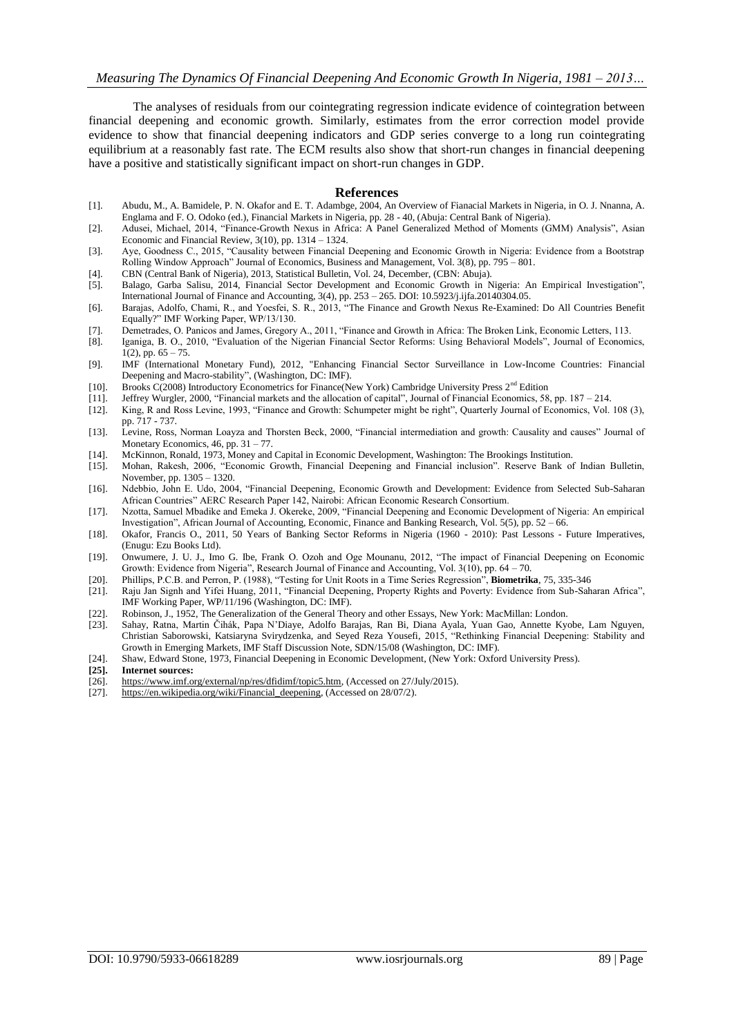The analyses of residuals from our cointegrating regression indicate evidence of cointegration between financial deepening and economic growth. Similarly, estimates from the error correction model provide evidence to show that financial deepening indicators and GDP series converge to a long run cointegrating equilibrium at a reasonably fast rate. The ECM results also show that short-run changes in financial deepening have a positive and statistically significant impact on short-run changes in GDP.

## References

[1]. Abudu, M., A. Bamidele, P. N. Okafor and E. T. Adambge, 2004, An Overview of Fianacial Markets in Nigeria, in O. J. Nnanna, A. Englama and F. O. Odoko (ed.), Financial Markets in Nigeria, pp. 28 - 40, (Abuja: Central Bank of Nigeria).

[2]. Adusei, Michael, 2014, "Finance-Growth Nexus in Africa: A Panel Generalized Method of Moments (GMM) Analysis", Asian Economic and Financial Review, 3(10), pp. 1314 – 1324.

[3]. Aye, Goodness C., 2015, "Causality between Financial Deepening and Economic Growth in Nigeria: Evidence from a Bootstrap Rolling Window Approach" Journal of Economics, Business and Management, Vol. 3(8), pp. 795 – 801.

[4]. CBN (Central Bank of Nigeria), 2013, Statistical Bulletin, Vol. 24, December, (CBN: Abuja).

[5]. Balago, Garba Salisu, 2014, Financial Sector Development and Economic Growth in Nigeria: An Empirical Investigation", International Journal of Finance and Accounting, 3(4), pp. 253 – 265. DOI: 10.5923/j.ijfa.20140304.05.

[6]. Barajas, Adolfo, Chami, R., and Yoesfei, S. R., 2013, "The Finance and Growth Nexus Re-Examined: Do All Countries Benefit Equally?" IMF Working Paper, WP/13/130.

[7]. Demetrades, O. Panicos and James, Gregory A., 2011, "Finance and Growth in Africa: The Broken Link, Economic Letters, 113.

[8]. Iganiga, B. O., 2010, "Evaluation of the Nigerian Financial Sector Reforms: Using Behavioral Models", Journal of Economics, 1(2), pp. 65 – 75.

[9]. IMF (International Monetary Fund), 2012, "Enhancing Financial Sector Surveillance in Low-Income Countries: Financial Deepening and Macro-stability", (Washington, DC: IMF).

[10]. Brooks C(2008) Introductory Econometrics for Finance(New York) Cambridge University Press 2nd Edition

[11]. Jeffrey Wurgler, 2000, "Financial markets and the allocation of capital", Journal of Financial Economics, 58, pp. 187 – 214.

[12]. King, R and Ross Levine, 1993, "Finance and Growth: Schumpeter might be right", Quarterly Journal of Economics, Vol. 108 (3), pp. 717 - 737.

[13]. Levine, Ross, Norman Loayza and Thorsten Beck, 2000, "Financial intermediation and growth: Causality and causes" Journal of Monetary Economics, 46, pp. 31 – 77.

[14]. McKinnon, Ronald, 1973, Money and Capital in Economic Development, Washington: The Brookings Institution.

[15]. Mohan, Rakesh, 2006, "Economic Growth, Financial Deepening and Financial inclusion". Reserve Bank of Indian Bulletin, November, pp. 1305 – 1320.

[16]. Ndebbio, John E. Udo, 2004, "Financial Deepening, Economic Growth and Development: Evidence from Selected Sub-Saharan African Countries" AERC Research Paper 142, Nairobi: African Economic Research Consortium.

[17]. Nzotta, Samuel Mbadike and Emeka J. Okereke, 2009, "Financial Deepening and Economic Development of Nigeria: An empirical Investigation", African Journal of Accounting, Economic, Finance and Banking Research, Vol. 5(5), pp. 52 – 66.

[18]. Okafor, Francis O., 2011, 50 Years of Banking Sector Reforms in Nigeria (1960 - 2010): Past Lessons - Future Imperatives, (Enugu: Ezu Books Ltd).

[19]. Onwumere, J. U. J., Imo G. Ibe, Frank O. Ozoh and Oge Mounanu, 2012, "The impact of Financial Deepening on Economic Growth: Evidence from Nigeria", Research Journal of Finance and Accounting, Vol. 3(10), pp. 64 – 70.

[20]. Phillips, P.C.B. and Perron, P. (1988), "Testing for Unit Roots in a Time Series Regression", **Biometrika**, 75, 335-346

[21]. Raju Jan Signh and Yifei Huang, 2011, "Financial Deepening, Property Rights and Poverty: Evidence from Sub-Saharan Africa", IMF Working Paper, WP/11/196 (Washington, DC: IMF).

[22]. Robinson, J., 1952, The Generalization of the General Theory and other Essays, New York: MacMillan: London.

[23]. Sahay, Ratna, Martin Čihák, Papa N'Diaye, Adolfo Barajas, Ran Bi, Diana Ayala, Yuan Gao, Annette Kyobe, Lam Nguyen, Christian Saborowski, Katsiaryna Svirydzenka, and Seyed Reza Yousefi, 2015, "Rethinking Financial Deepening: Stability and Growth in Emerging Markets, IMF Staff Discussion Note, SDN/15/08 (Washington, DC: IMF).

[24]. Shaw, Edward Stone, 1973, Financial Deepening in Economic Development, (New York: Oxford University Press).

**[25]. Internet sources:**

[26]. https://www.imf.org/external/np/res/dfidimf/topic5.htm, (Accessed on 27/July/2015).

[27]. https://en.wikipedia.org/wiki/Financial_deepening, (Accessed on 28/07/2).